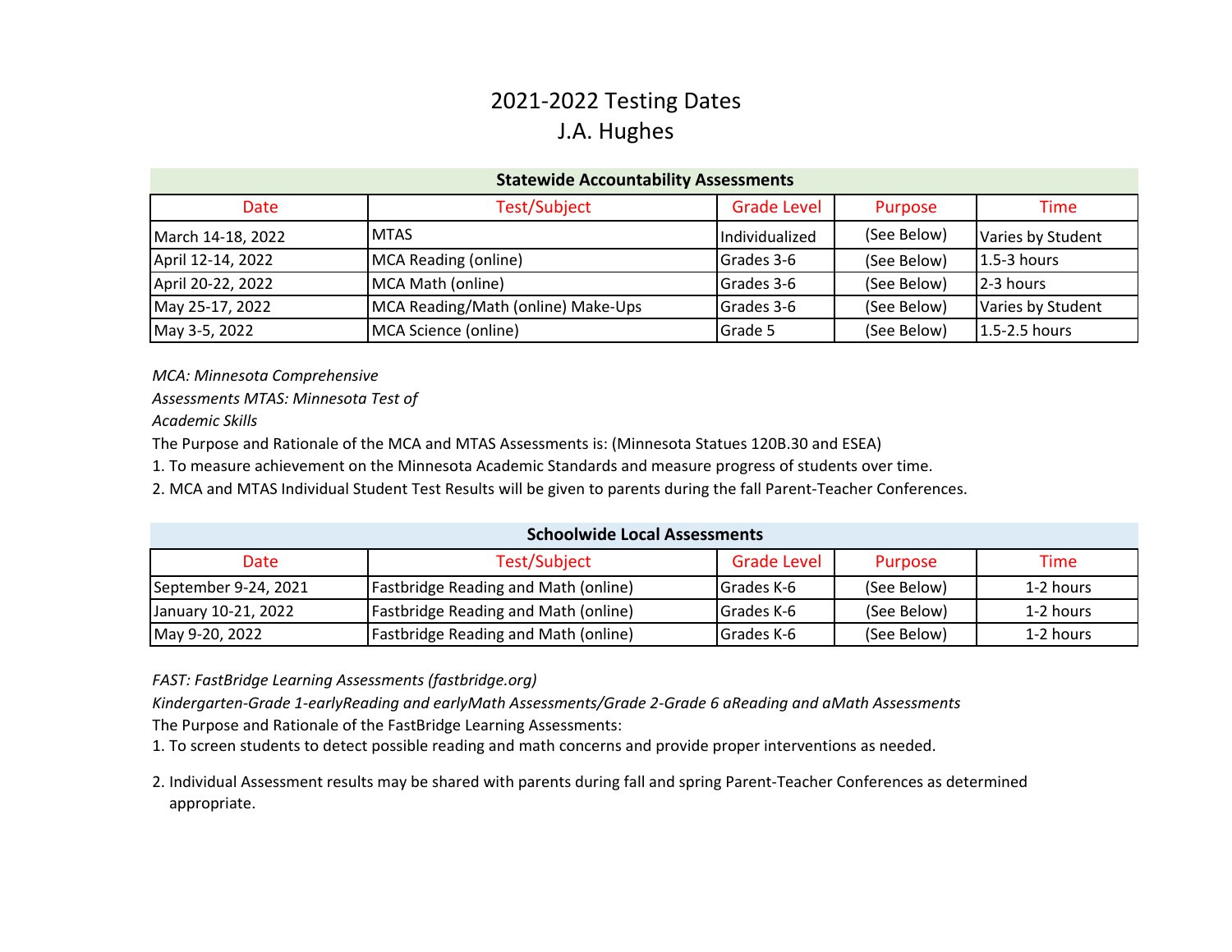# 2021-2022 Testing Dates
## J.A. Hughes

| Statewide Accountability Assessments | | | | |
|---|---|---|---|---|
| Date | Test/Subject | Grade Level | Purpose | Time |
| March 14-18, 2022 | MTAS | Individualized | (See Below) | Varies by Student |
| April 12-14, 2022 | MCA Reading (online) | Grades 3-6 | (See Below) | 1.5-3 hours |
| April 20-22, 2022 | MCA Math (online) | Grades 3-6 | (See Below) | 2-3 hours |
| May 25-17, 2022 | MCA Reading/Math (online) Make-Ups | Grades 3-6 | (See Below) | Varies by Student |
| May 3-5, 2022 | MCA Science (online) | Grade 5 | (See Below) | 1.5-2.5 hours |

*MCA: Minnesota Comprehensive Assessments MTAS: Minnesota Test of Academic Skills*

The Purpose and Rationale of the MCA and MTAS Assessments is: (Minnesota Statues 120B.30 and ESEA)

1. To measure achievement on the Minnesota Academic Standards and measure progress of students over time.
2. MCA and MTAS Individual Student Test Results will be given to parents during the fall Parent-Teacher Conferences.

| Schoolwide Local Assessments | | | | |
|---|---|---|---|---|
| Date | Test/Subject | Grade Level | Purpose | Time |
| September 9-24, 2021 | Fastbridge Reading and Math (online) | Grades K-6 | (See Below) | 1-2 hours |
| January 10-21, 2022 | Fastbridge Reading and Math (online) | Grades K-6 | (See Below) | 1-2 hours |
| May 9-20, 2022 | Fastbridge Reading and Math (online) | Grades K-6 | (See Below) | 1-2 hours |

*FAST: FastBridge Learning Assessments (fastbridge.org)*

*Kindergarten-Grade 1-earlyReading and earlyMath Assessments/Grade 2-Grade 6 aReading and aMath Assessments*

The Purpose and Rationale of the FastBridge Learning Assessments:

1. To screen students to detect possible reading and math concerns and provide proper interventions as needed.
2. Individual Assessment results may be shared with parents during fall and spring Parent-Teacher Conferences as determined appropriate.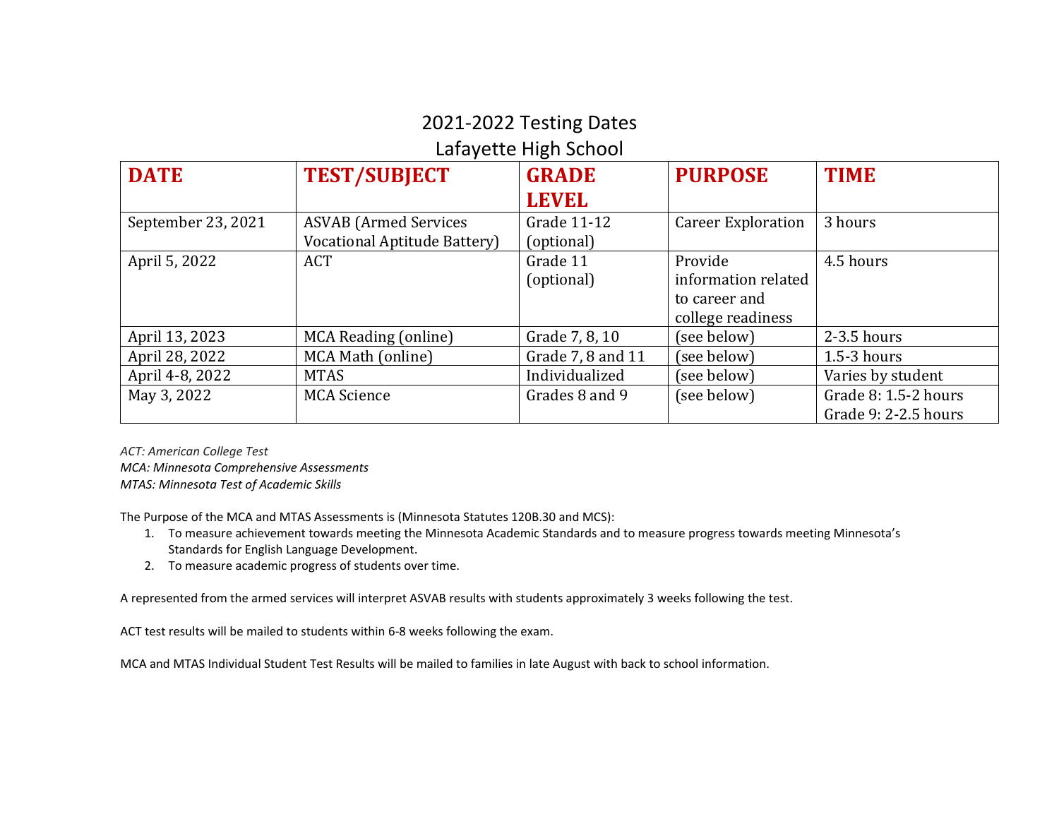# 2021-2022 Testing Dates
# Lafayette High School

| DATE | TEST/SUBJECT | GRADE LEVEL | PURPOSE | TIME |
|---|---|---|---|---|
| September 23, 2021 | ASVAB (Armed Services Vocational Aptitude Battery) | Grade 11-12 (optional) | Career Exploration | 3 hours |
| April 5, 2022 | ACT | Grade 11 (optional) | Provide information related to career and college readiness | 4.5 hours |
| April 13, 2023 | MCA Reading (online) | Grade 7, 8, 10 | (see below) | 2-3.5 hours |
| April 28, 2022 | MCA Math (online) | Grade 7, 8 and 11 | (see below) | 1.5-3 hours |
| April 4-8, 2022 | MTAS | Individualized | (see below) | Varies by student |
| May 3, 2022 | MCA Science | Grades 8 and 9 | (see below) | Grade 8: 1.5-2 hours<br>Grade 9: 2-2.5 hours |

*ACT: American College Test*
*MCA: Minnesota Comprehensive Assessments*
*MTAS: Minnesota Test of Academic Skills*

The Purpose of the MCA and MTAS Assessments is (Minnesota Statutes 120B.30 and MCS):

1. To measure achievement towards meeting the Minnesota Academic Standards and to measure progress towards meeting Minnesota's Standards for English Language Development.
2. To measure academic progress of students over time.

A represented from the armed services will interpret ASVAB results with students approximately 3 weeks following the test.

ACT test results will be mailed to students within 6-8 weeks following the exam.

MCA and MTAS Individual Student Test Results will be mailed to families in late August with back to school information.